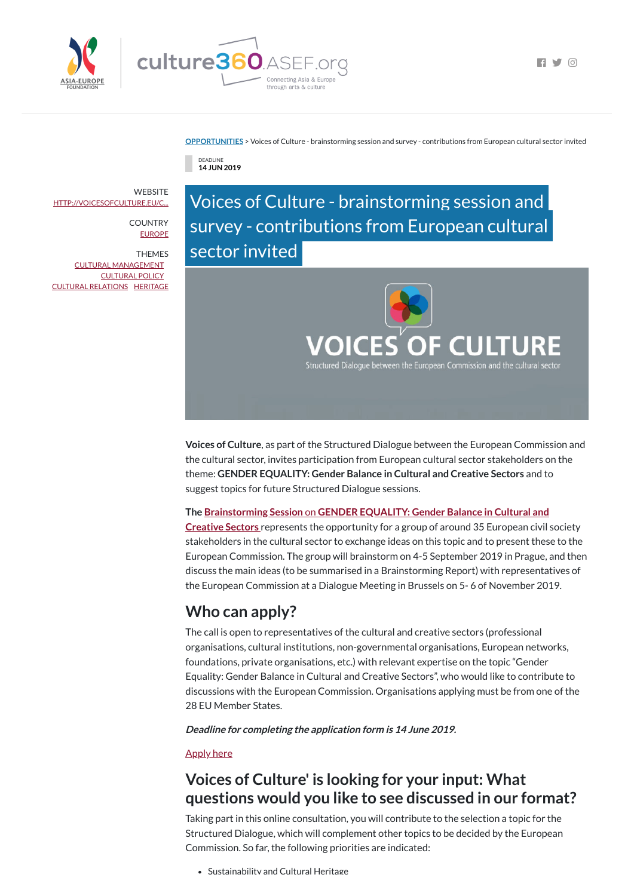OPPORTUNITIES > Voices of Culture - brainstorming session and survey - contributions from European cultural sector invited

DEADLINE
**14 JUN 2019**

WEBSITE
HTTP://VOICESOFCULTURE.EU/C...

COUNTRY
EUROPE

THEMES
CULTURAL MANAGEMENT
CULTURAL POLICY
CULTURAL RELATIONS HERITAGE

# Voices of Culture - brainstorming session and survey - contributions from European cultural sector invited

**Voices of Culture**, as part of the Structured Dialogue between the European Commission and the cultural sector, invites participation from European cultural sector stakeholders on the theme: **GENDER EQUALITY: Gender Balance in Cultural and Creative Sectors** and to suggest topics for future Structured Dialogue sessions.

**The Brainstorming Session on GENDER EQUALITY: Gender Balance in Cultural and Creative Sectors** represents the opportunity for a group of around 35 European civil society stakeholders in the cultural sector to exchange ideas on this topic and to present these to the European Commission. The group will brainstorm on 4-5 September 2019 in Prague, and then discuss the main ideas (to be summarised in a Brainstorming Report) with representatives of the European Commission at a Dialogue Meeting in Brussels on 5- 6 of November 2019.

## Who can apply?

The call is open to representatives of the cultural and creative sectors (professional organisations, cultural institutions, non-governmental organisations, European networks, foundations, private organisations, etc.) with relevant expertise on the topic "Gender Equality: Gender Balance in Cultural and Creative Sectors", who would like to contribute to discussions with the European Commission. Organisations applying must be from one of the 28 EU Member States.

***Deadline for completing the application form is 14 June 2019.***

Apply here

## Voices of Culture' is looking for your input: What questions would you like to see discussed in our format?

Taking part in this online consultation, you will contribute to the selection a topic for the Structured Dialogue, which will complement other topics to be decided by the European Commission. So far, the following priorities are indicated:

- Sustainability and Cultural Heritage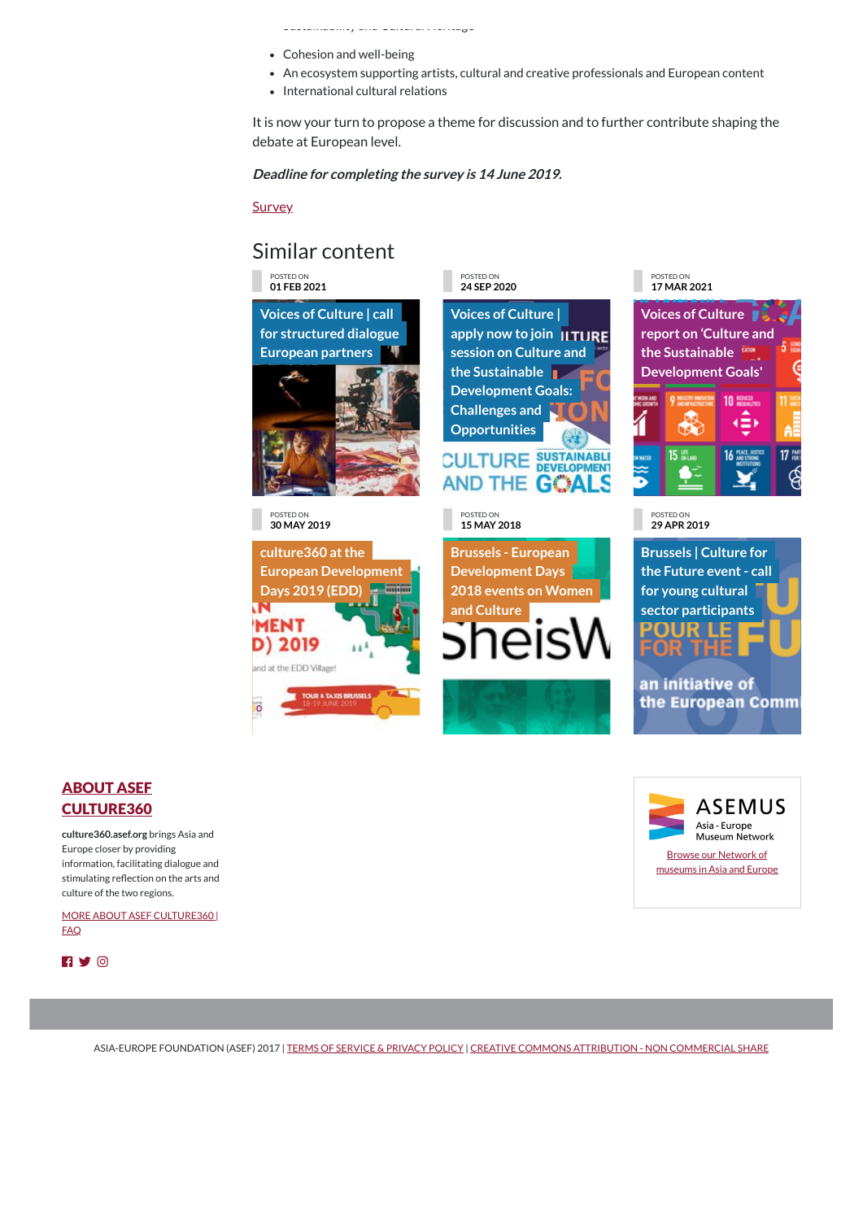- Cohesion and well-being
- An ecosystem supporting artists, cultural and creative professionals and European content
- International cultural relations

It is now your turn to propose a theme for discussion and to further contribute shaping the debate at European level.

***Deadline for completing the survey is 14 June 2019.***

[Survey]

## Similar content

POSTED ON
**01 FEB 2021**

Voices of Culture | call for structured dialogue European partners

POSTED ON
**24 SEP 2020**

Voices of Culture | apply now to join session on Culture and the Sustainable Development Goals: Challenges and Opportunities

POSTED ON
**17 MAR 2021**

Voices of Culture report on 'Culture and the Sustainable Development Goals'

POSTED ON
**30 MAY 2019**

culture360 at the European Development Days 2019 (EDD)

POSTED ON
**15 MAY 2018**

Brussels - European Development Days 2018 events on Women and Culture

POSTED ON
**29 APR 2019**

Brussels | Culture for the Future event - call for young cultural sector participants

## ABOUT ASEF CULTURE360

**culture360.asef.org** brings Asia and Europe closer by providing information, facilitating dialogue and stimulating reflection on the arts and culture of the two regions.

MORE ABOUT ASEF CULTURE360 | FAQ

ASEMUS
Asia - Europe Museum Network

Browse our Network of museums in Asia and Europe

ASIA-EUROPE FOUNDATION (ASEF) 2017 | TERMS OF SERVICE & PRIVACY POLICY | CREATIVE COMMONS ATTRIBUTION - NON COMMERCIAL SHARE